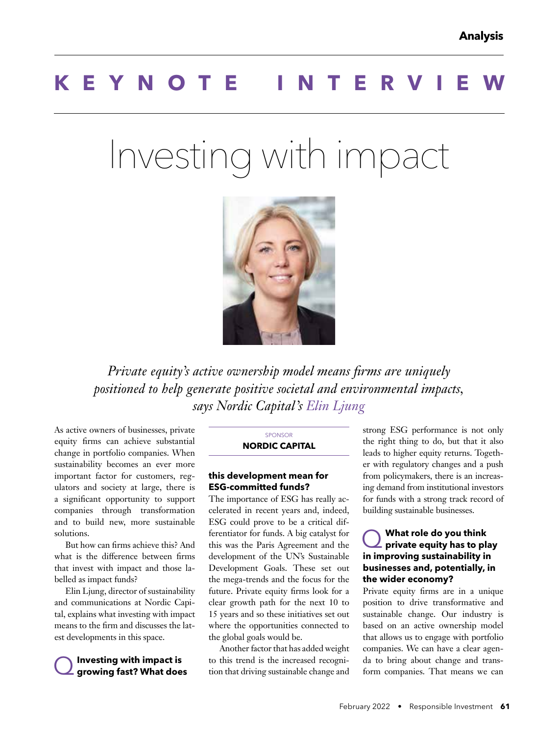# KEYNOTE INTERVIEW

# Investing with impact

*Private equity's active ownership model means firms are uniquely positioned to help generate positive societal and environmental impacts, says Nordic Capital's Elin Ljung*

SPONSOR
**NORDIC CAPITAL**

As active owners of businesses, private equity firms can achieve substantial change in portfolio companies. When sustainability becomes an ever more important factor for customers, regulators and society at large, there is a significant opportunity to support companies through transformation and to build new, more sustainable solutions.

But how can firms achieve this? And what is the difference between firms that invest with impact and those labelled as impact funds?

Elin Ljung, director of sustainability and communications at Nordic Capital, explains what investing with impact means to the firm and discusses the latest developments in this space.

### Q Investing with impact is growing fast? What does this development mean for ESG-committed funds?

The importance of ESG has really accelerated in recent years and, indeed, ESG could prove to be a critical differentiator for funds. A big catalyst for this was the Paris Agreement and the development of the UN's Sustainable Development Goals. These set out the mega-trends and the focus for the future. Private equity firms look for a clear growth path for the next 10 to 15 years and so these initiatives set out where the opportunities connected to the global goals would be.

Another factor that has added weight to this trend is the increased recognition that driving sustainable change and strong ESG performance is not only the right thing to do, but that it also leads to higher equity returns. Together with regulatory changes and a push from policymakers, there is an increasing demand from institutional investors for funds with a strong track record of building sustainable businesses.

### Q What role do you think private equity has to play in improving sustainability in businesses and, potentially, in the wider economy?

Private equity firms are in a unique position to drive transformative and sustainable change. Our industry is based on an active ownership model that allows us to engage with portfolio companies. We can have a clear agenda to bring about change and transform companies. That means we can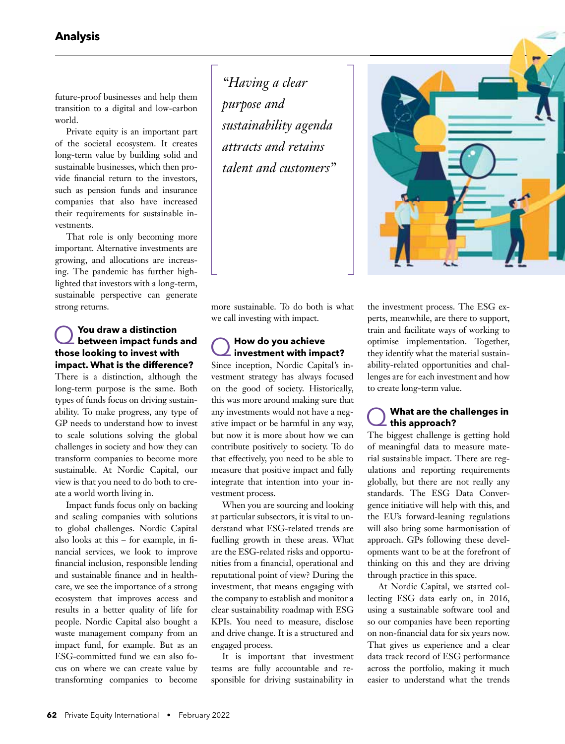future-proof businesses and help them transition to a digital and low-carbon world.

Private equity is an important part of the societal ecosystem. It creates long-term value by building solid and sustainable businesses, which then provide financial return to the investors, such as pension funds and insurance companies that also have increased their requirements for sustainable investments.

That role is only becoming more important. Alternative investments are growing, and allocations are increasing. The pandemic has further highlighted that investors with a long-term, sustainable perspective can generate strong returns.

> *"Having a clear purpose and sustainability agenda attracts and retains talent and customers"*

### Q You draw a distinction between impact funds and those looking to invest with impact. What is the difference?

There is a distinction, although the long-term purpose is the same. Both types of funds focus on driving sustainability. To make progress, any type of GP needs to understand how to invest to scale solutions solving the global challenges in society and how they can transform companies to become more sustainable. At Nordic Capital, our view is that you need to do both to create a world worth living in.

Impact funds focus only on backing and scaling companies with solutions to global challenges. Nordic Capital also looks at this – for example, in financial services, we look to improve financial inclusion, responsible lending and sustainable finance and in healthcare, we see the importance of a strong ecosystem that improves access and results in a better quality of life for people. Nordic Capital also bought a waste management company from an impact fund, for example. But as an ESG-committed fund we can also focus on where we can create value by transforming companies to become more sustainable. To do both is what we call investing with impact.

### Q How do you achieve investment with impact?

Since inception, Nordic Capital's investment strategy has always focused on the good of society. Historically, this was more around making sure that any investments would not have a negative impact or be harmful in any way, but now it is more about how we can contribute positively to society. To do that effectively, you need to be able to measure that positive impact and fully integrate that intention into your investment process.

When you are sourcing and looking at particular subsectors, it is vital to understand what ESG-related trends are fuelling growth in these areas. What are the ESG-related risks and opportunities from a financial, operational and reputational point of view? During the investment, that means engaging with the company to establish and monitor a clear sustainability roadmap with ESG KPIs. You need to measure, disclose and drive change. It is a structured and engaged process.

It is important that investment teams are fully accountable and responsible for driving sustainability in the investment process. The ESG experts, meanwhile, are there to support, train and facilitate ways of working to optimise implementation. Together, they identify what the material sustainability-related opportunities and challenges are for each investment and how to create long-term value.

### Q What are the challenges in this approach?

The biggest challenge is getting hold of meaningful data to measure material sustainable impact. There are regulations and reporting requirements globally, but there are not really any standards. The ESG Data Convergence initiative will help with this, and the EU's forward-leaning regulations will also bring some harmonisation of approach. GPs following these developments want to be at the forefront of thinking on this and they are driving through practice in this space.

At Nordic Capital, we started collecting ESG data early on, in 2016, using a sustainable software tool and so our companies have been reporting on non-financial data for six years now. That gives us experience and a clear data track record of ESG performance across the portfolio, making it much easier to understand what the trends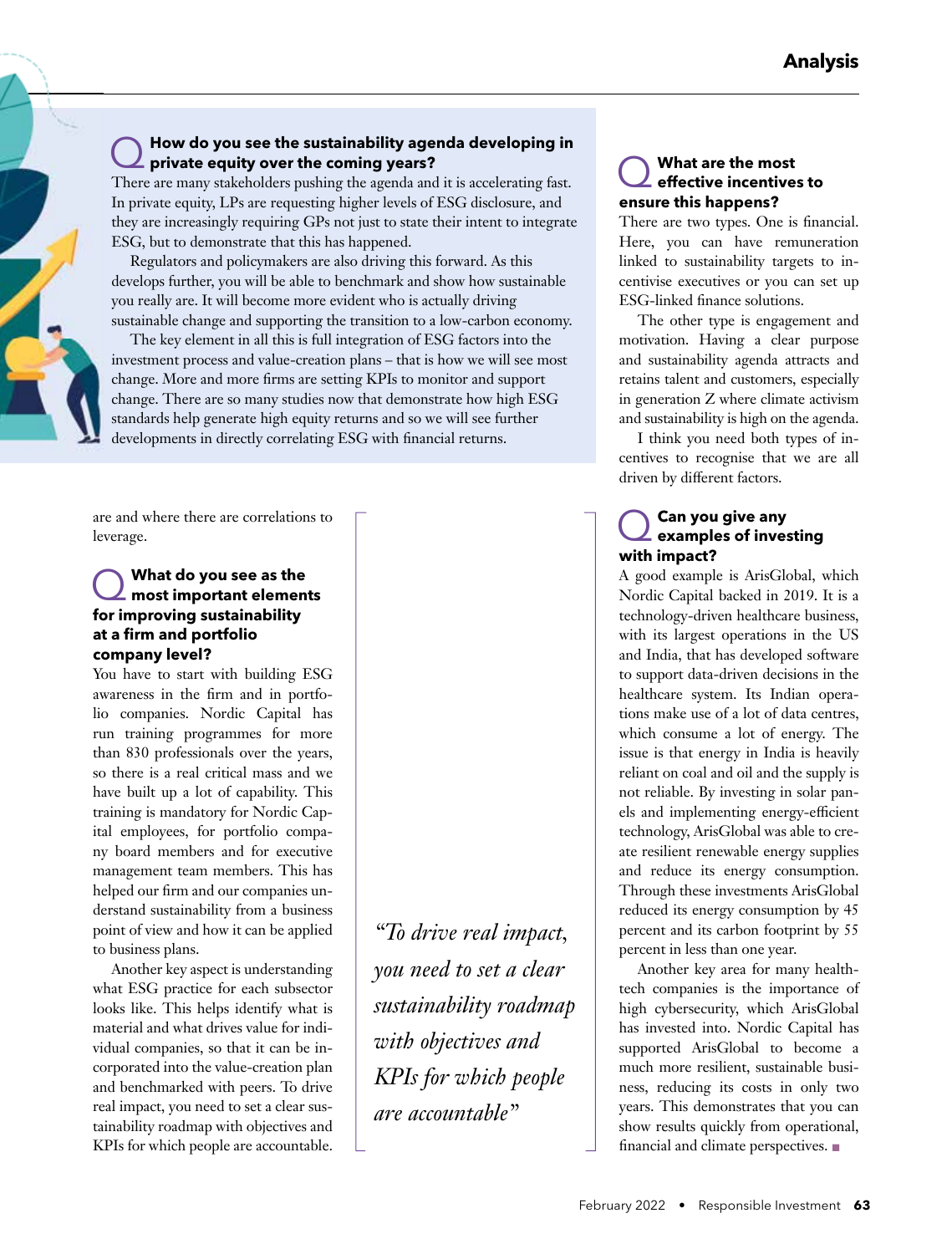## How do you see the sustainability agenda developing in private equity over the coming years?

There are many stakeholders pushing the agenda and it is accelerating fast. In private equity, LPs are requesting higher levels of ESG disclosure, and they are increasingly requiring GPs not just to state their intent to integrate ESG, but to demonstrate that this has happened.

Regulators and policymakers are also driving this forward. As this develops further, you will be able to benchmark and show how sustainable you really are. It will become more evident who is actually driving sustainable change and supporting the transition to a low-carbon economy.

The key element in all this is full integration of ESG factors into the investment process and value-creation plans – that is how we will see most change. More and more firms are setting KPIs to monitor and support change. There are so many studies now that demonstrate how high ESG standards help generate high equity returns and so we will see further developments in directly correlating ESG with financial returns.

are and where there are correlations to leverage.

## What do you see as the most important elements for improving sustainability at a firm and portfolio company level?

You have to start with building ESG awareness in the firm and in portfolio companies. Nordic Capital has run training programmes for more than 830 professionals over the years, so there is a real critical mass and we have built up a lot of capability. This training is mandatory for Nordic Capital employees, for portfolio company board members and for executive management team members. This has helped our firm and our companies understand sustainability from a business point of view and how it can be applied to business plans.

Another key aspect is understanding what ESG practice for each subsector looks like. This helps identify what is material and what drives value for individual companies, so that it can be incorporated into the value-creation plan and benchmarked with peers. To drive real impact, you need to set a clear sustainability roadmap with objectives and KPIs for which people are accountable.

*"To drive real impact, you need to set a clear sustainability roadmap with objectives and KPIs for which people are accountable"*

## What are the most effective incentives to ensure this happens?

There are two types. One is financial. Here, you can have remuneration linked to sustainability targets to incentivise executives or you can set up ESG-linked finance solutions.

The other type is engagement and motivation. Having a clear purpose and sustainability agenda attracts and retains talent and customers, especially in generation Z where climate activism and sustainability is high on the agenda.

I think you need both types of incentives to recognise that we are all driven by different factors.

## Can you give any examples of investing with impact?

A good example is ArisGlobal, which Nordic Capital backed in 2019. It is a technology-driven healthcare business, with its largest operations in the US and India, that has developed software to support data-driven decisions in the healthcare system. Its Indian operations make use of a lot of data centres, which consume a lot of energy. The issue is that energy in India is heavily reliant on coal and oil and the supply is not reliable. By investing in solar panels and implementing energy-efficient technology, ArisGlobal was able to create resilient renewable energy supplies and reduce its energy consumption. Through these investments ArisGlobal reduced its energy consumption by 45 percent and its carbon footprint by 55 percent in less than one year.

Another key area for many health-tech companies is the importance of high cybersecurity, which ArisGlobal has invested into. Nordic Capital has supported ArisGlobal to become a much more resilient, sustainable business, reducing its costs in only two years. This demonstrates that you can show results quickly from operational, financial and climate perspectives. ■